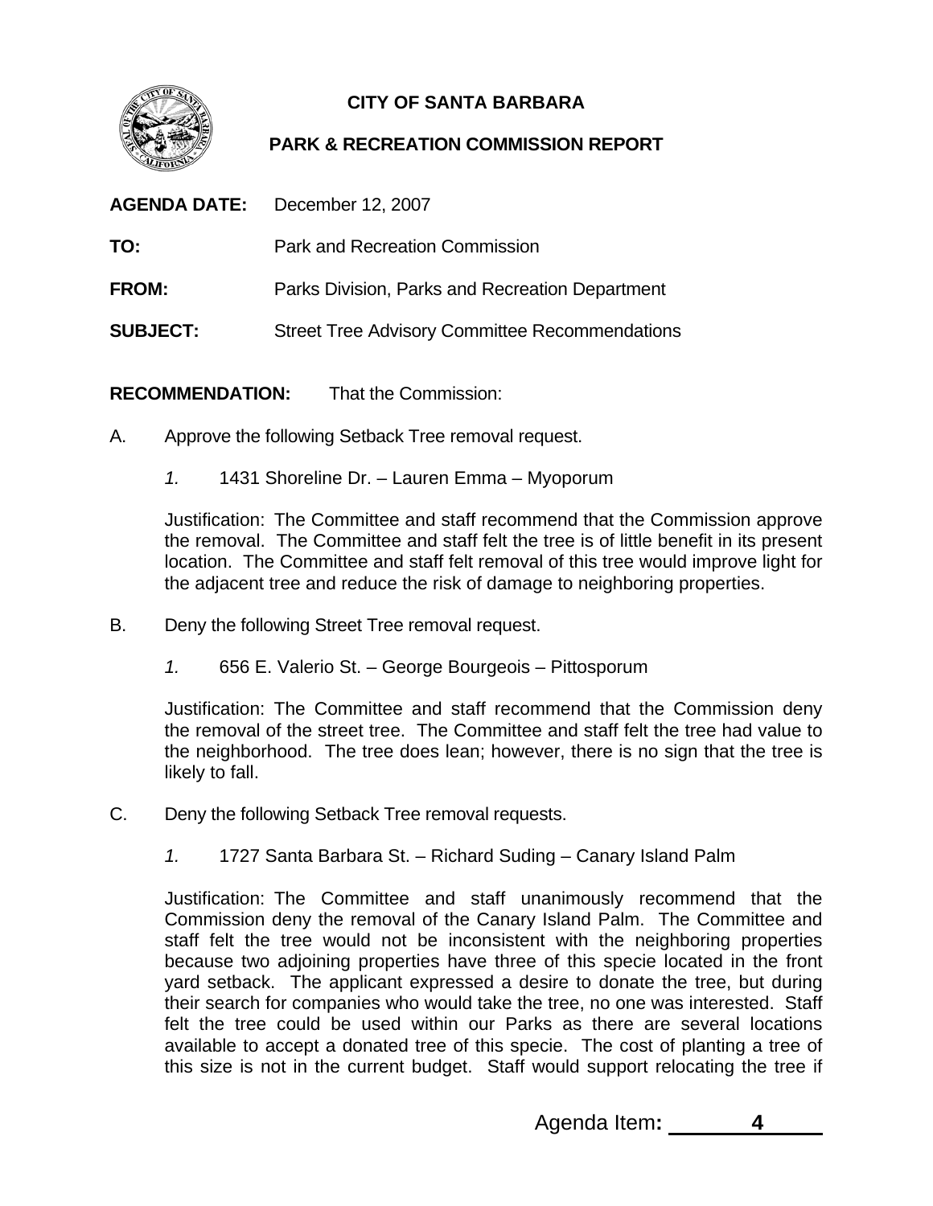# CITY OF SANTA BARBARA

## PARK & RECREATION COMMISSION REPORT

**AGENDA DATE:** December 12, 2007

**TO:** Park and Recreation Commission

**FROM:** Parks Division, Parks and Recreation Department

**SUBJECT:** Street Tree Advisory Committee Recommendations

**RECOMMENDATION:** That the Commission:

A. Approve the following Setback Tree removal request.

*1.* 1431 Shoreline Dr. – Lauren Emma – Myoporum

Justification: The Committee and staff recommend that the Commission approve the removal. The Committee and staff felt the tree is of little benefit in its present location. The Committee and staff felt removal of this tree would improve light for the adjacent tree and reduce the risk of damage to neighboring properties.

B. Deny the following Street Tree removal request.

*1.* 656 E. Valerio St. – George Bourgeois – Pittosporum

Justification: The Committee and staff recommend that the Commission deny the removal of the street tree. The Committee and staff felt the tree had value to the neighborhood. The tree does lean; however, there is no sign that the tree is likely to fall.

C. Deny the following Setback Tree removal requests.

*1.* 1727 Santa Barbara St. – Richard Suding – Canary Island Palm

Justification: The Committee and staff unanimously recommend that the Commission deny the removal of the Canary Island Palm. The Committee and staff felt the tree would not be inconsistent with the neighboring properties because two adjoining properties have three of this specie located in the front yard setback. The applicant expressed a desire to donate the tree, but during their search for companies who would take the tree, no one was interested. Staff felt the tree could be used within our Parks as there are several locations available to accept a donated tree of this specie. The cost of planting a tree of this size is not in the current budget. Staff would support relocating the tree if

Agenda Item: **4**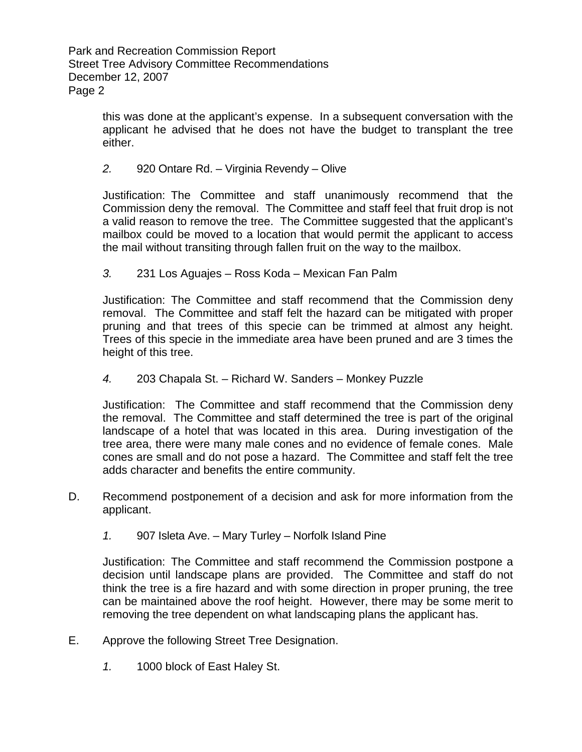this was done at the applicant's expense. In a subsequent conversation with the applicant he advised that he does not have the budget to transplant the tree either.

*2.* 920 Ontare Rd. – Virginia Revendy – Olive

Justification: The Committee and staff unanimously recommend that the Commission deny the removal. The Committee and staff feel that fruit drop is not a valid reason to remove the tree. The Committee suggested that the applicant's mailbox could be moved to a location that would permit the applicant to access the mail without transiting through fallen fruit on the way to the mailbox.

*3.* 231 Los Aguajes – Ross Koda – Mexican Fan Palm

Justification: The Committee and staff recommend that the Commission deny removal. The Committee and staff felt the hazard can be mitigated with proper pruning and that trees of this specie can be trimmed at almost any height. Trees of this specie in the immediate area have been pruned and are 3 times the height of this tree.

*4.* 203 Chapala St. – Richard W. Sanders – Monkey Puzzle

Justification: The Committee and staff recommend that the Commission deny the removal. The Committee and staff determined the tree is part of the original landscape of a hotel that was located in this area. During investigation of the tree area, there were many male cones and no evidence of female cones. Male cones are small and do not pose a hazard. The Committee and staff felt the tree adds character and benefits the entire community.

D. Recommend postponement of a decision and ask for more information from the applicant.

*1.* 907 Isleta Ave. – Mary Turley – Norfolk Island Pine

Justification: The Committee and staff recommend the Commission postpone a decision until landscape plans are provided. The Committee and staff do not think the tree is a fire hazard and with some direction in proper pruning, the tree can be maintained above the roof height. However, there may be some merit to removing the tree dependent on what landscaping plans the applicant has.

E. Approve the following Street Tree Designation.

*1.* 1000 block of East Haley St.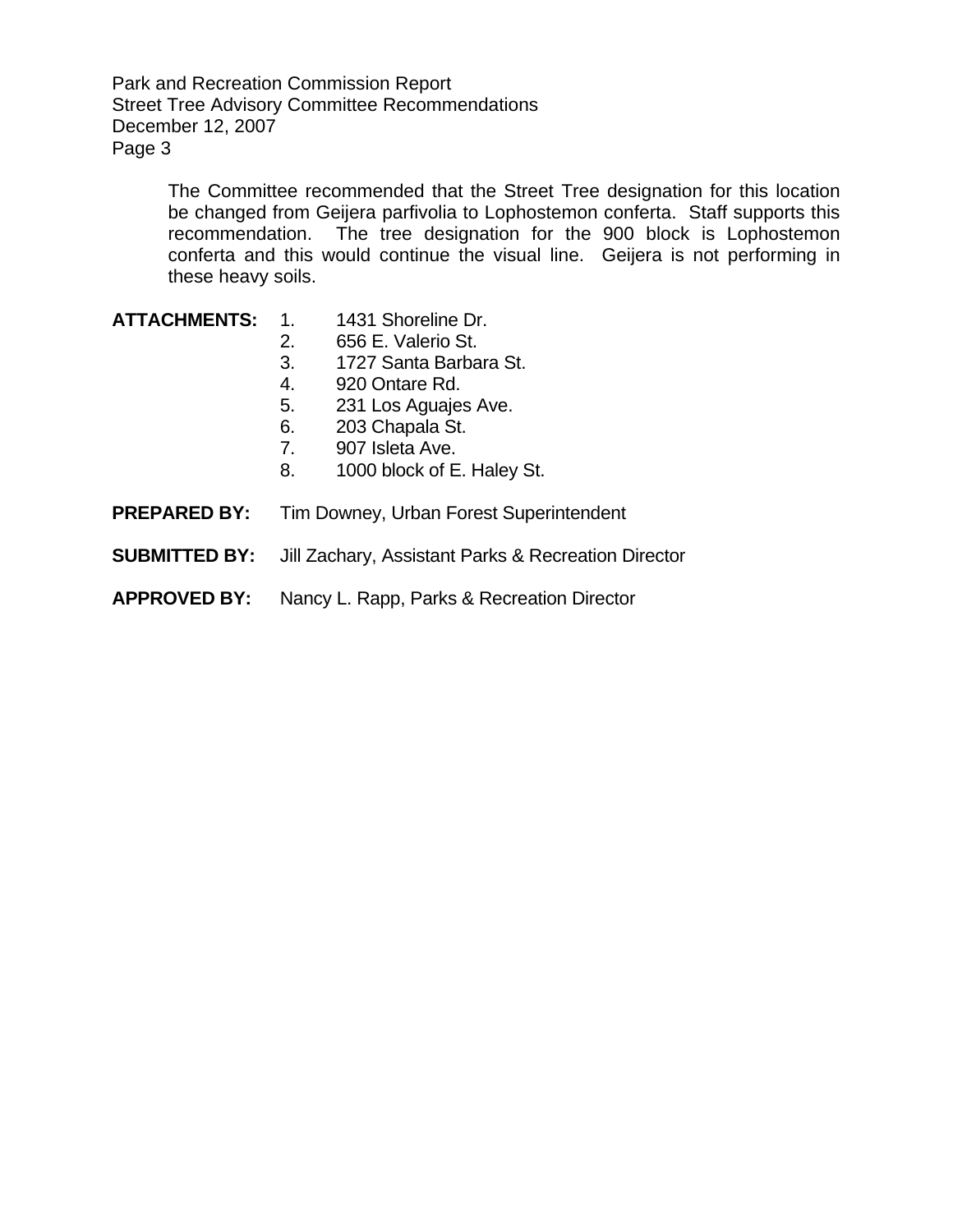The Committee recommended that the Street Tree designation for this location be changed from Geijera parfivolia to Lophostemon conferta. Staff supports this recommendation. The tree designation for the 900 block is Lophostemon conferta and this would continue the visual line. Geijera is not performing in these heavy soils.

**ATTACHMENTS:**
1. 1431 Shoreline Dr.
2. 656 E. Valerio St.
3. 1727 Santa Barbara St.
4. 920 Ontare Rd.
5. 231 Los Aguajes Ave.
6. 203 Chapala St.
7. 907 Isleta Ave.
8. 1000 block of E. Haley St.

**PREPARED BY:** Tim Downey, Urban Forest Superintendent

**SUBMITTED BY:** Jill Zachary, Assistant Parks & Recreation Director

**APPROVED BY:** Nancy L. Rapp, Parks & Recreation Director